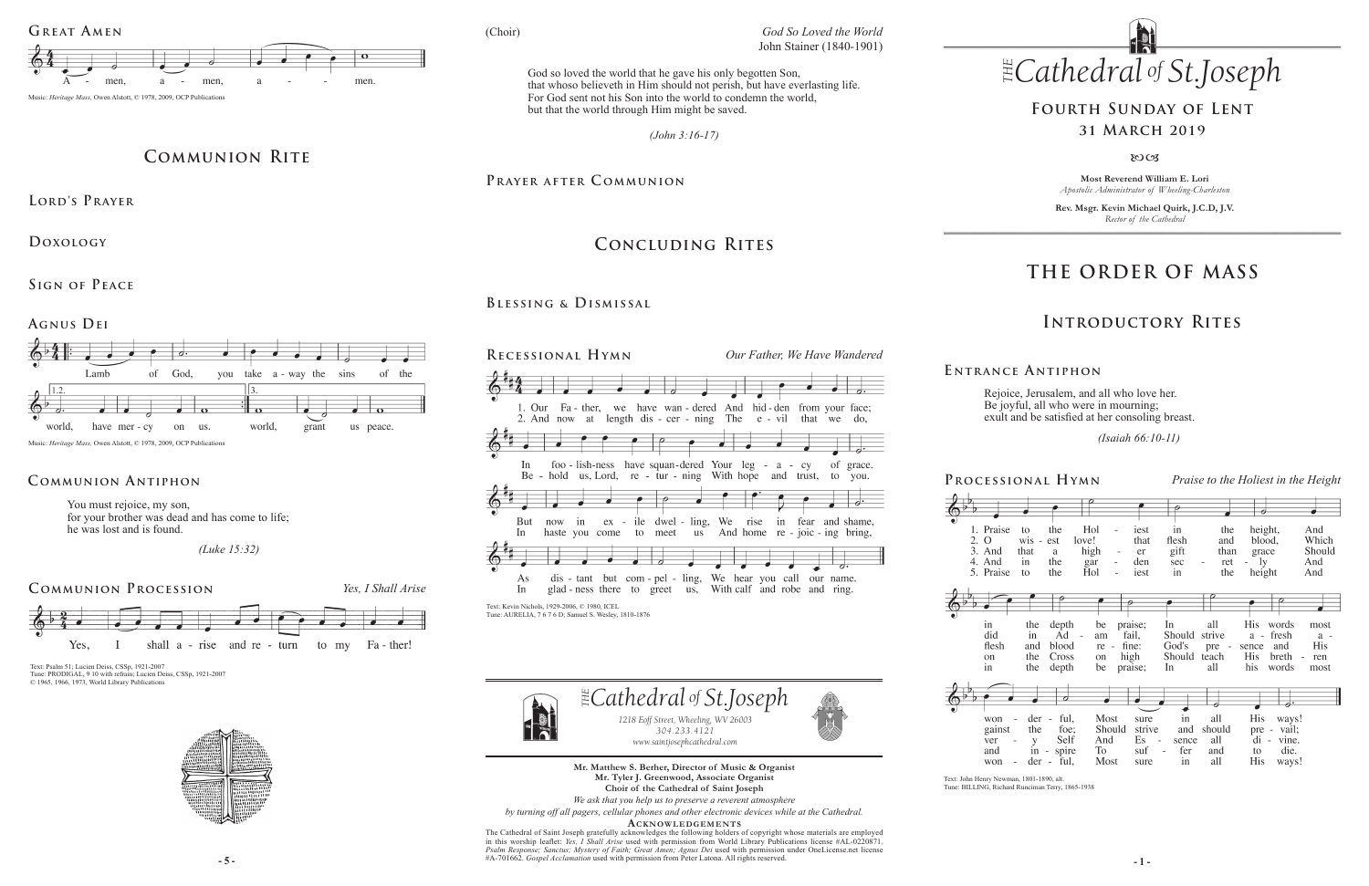## Great Amen

A - men, a - men, a - - - men.

Music: *Heritage Mass*, Owen Alstott, © 1978, 2009, OCP Publications

# Communion Rite

## Lord's Prayer

## Doxology

## Sign of Peace

## Agnus Dei

Lamb of God, you take a - way the sins of the world, have mer - cy on us. world, grant us peace.

Music: *Heritage Mass*, Owen Alstott, © 1978, 2009, OCP Publications

## Communion Antiphon

You must rejoice, my son,
for your brother was dead and has come to life;
he was lost and is found.

*(Luke 15:32)*

## Communion Procession

*Yes, I Shall Arise*

Yes, I shall a - rise and re - turn to my Fa - ther!

Text: Psalm 51; Lucien Deiss, CSSp, 1921-2007
Tune: PRODIGAL, 9 10 with refrain; Lucien Deiss, CSSp, 1921-2007
© 1965, 1966, 1973, World Library Publications

(Choir)

*God So Loved the World*
John Stainer (1840-1901)

God so loved the world that he gave his only begotten Son,
that whoso believeth in Him should not perish, but have everlasting life.
For God sent not his Son into the world to condemn the world,
but that the world through Him might be saved.

*(John 3:16-17)*

## Prayer after Communion

# Concluding Rites

## Blessing & Dismissal

## Recessional Hymn

*Our Father, We Have Wandered*

1. Our Fa - ther, we have wan - dered And hid - den from your face;
In foo - lish-ness have squan-dered Your leg - a - cy of grace.
But now in ex - ile dwel - ling, We rise in fear and shame,
As dis - tant but com - pel - ling, We hear you call our name.

2. And now at length dis - cer - ning The e - vil that we do,
Be - hold us, Lord, re - tur - ning With hope and trust, to you.
In haste you come to meet us And home re - joic - ing bring,
In glad - ness there to greet us, With calf and robe and ring.

Text: Kevin Nichols, 1929-2006, © 1980, ICEL
Tune: AURELIA, 7 6 7 6 D; Samuel S. Wesley, 1810-1876

*The Cathedral of St. Joseph*
*1218 Eoff Street, Wheeling, WV 26003*
*304.233.4121*
*www.saintjosephcathedral.com*

**Mr. Matthew S. Berher, Director of Music & Organist**
**Mr. Tyler J. Greenwood, Associate Organist**
**Choir of the Cathedral of Saint Joseph**

*We ask that you help us to preserve a reverent atmosphere*
*by turning off all pagers, cellular phones and other electronic devices while at the Cathedral.*

**Acknowledgements**

The Cathedral of Saint Joseph gratefully acknowledges the following holders of copyright whose materials are employed in this worship leaflet: *Yes, I Shall Arise* used with permission from World Library Publications license #AL-0220871. *Psalm Response; Sanctus; Mystery of Faith; Great Amen; Agnus Dei* used with permission under OneLicense.net license #A-701662. *Gospel Acclamation* used with permission from Peter Latona. All rights reserved.

# *The Cathedral of St. Joseph*

## Fourth Sunday of Lent
## 31 March 2019

**Most Reverend William E. Lori**
*Apostolic Administrator of Wheeling-Charleston*

**Rev. Msgr. Kevin Michael Quirk, J.C.D, J.V.**
*Rector of the Cathedral*

# The Order of Mass

# Introductory Rites

## Entrance Antiphon

Rejoice, Jerusalem, and all who love her.
Be joyful, all who were in mourning;
exult and be satisfied at her consoling breast.

*(Isaiah 66:10-11)*

## Processional Hymn

*Praise to the Holiest in the Height*

1. Praise to the Hol - iest in the height, And in the depth be praise; In all His words most won - der - ful, Most sure in all His ways!
2. O wis - est love! that flesh and blood, Which did in Ad - am fail, Should strive a - fresh a - gainst the foe; Should strive and should pre - vail;
3. And that a high - er gift than grace Should flesh and blood re - fine: God's pre - sence and His ver - y Self And Es - sence all di - vine.
4. And in the gar - den sec - ret - ly And on the Cross on high Should teach His breth - ren and in - spire To suf - fer and to die.
5. Praise to the Hol - iest in the height And in the depth be praise; In all his words most won - der - ful, Most sure in all His ways!

Text: John Henry Newman, 1801-1890, alt.
Tune: BILLING, Richard Runciman Terry, 1865-1938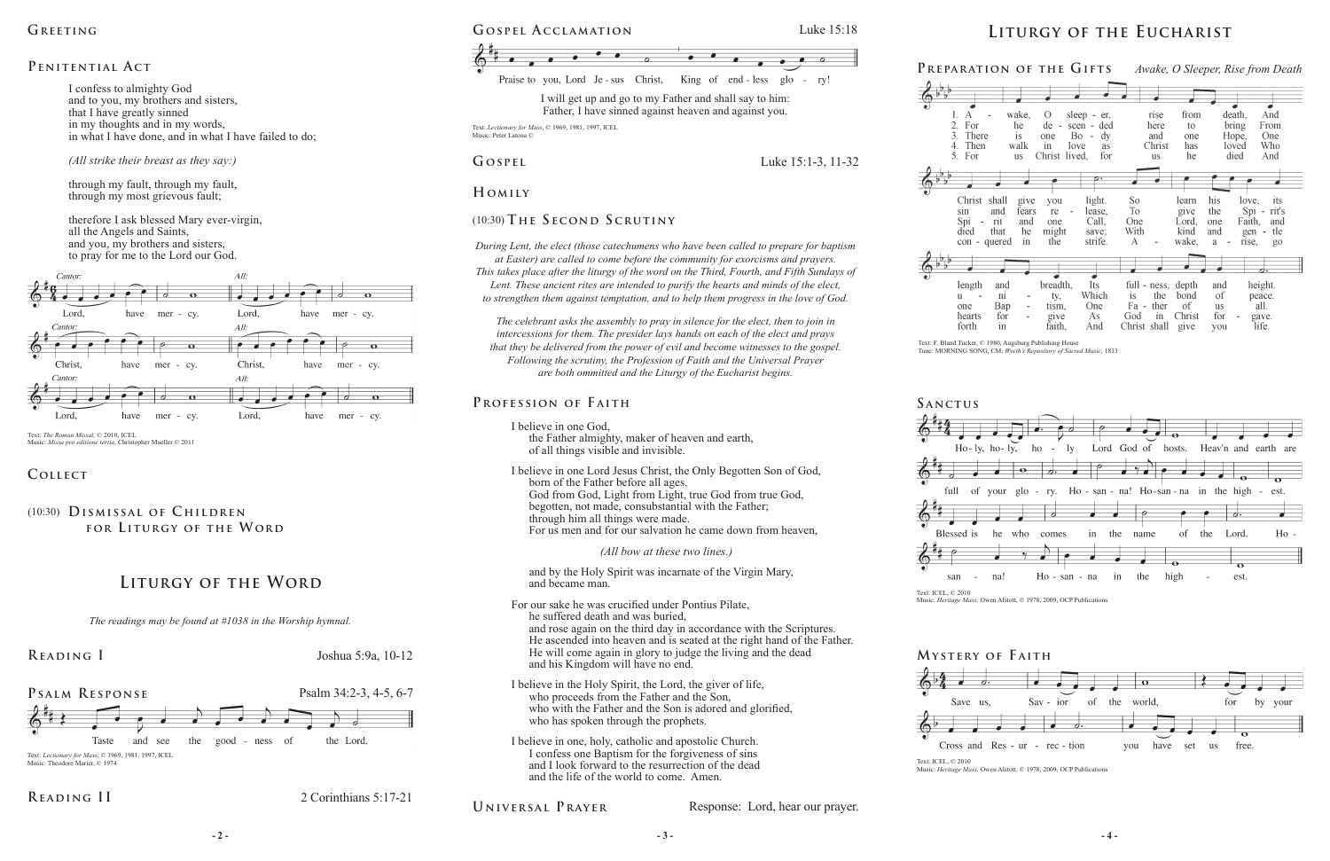## Greeting

## Penitential Act

I confess to almighty God
and to you, my brothers and sisters,
that I have greatly sinned
in my thoughts and in my words,
in what I have done, and in what I have failed to do;

*(All strike their breast as they say:)*

through my fault, through my fault,
through my most grievous fault;

therefore I ask blessed Mary ever-virgin,
all the Angels and Saints,
and you, my brothers and sisters,
to pray for me to the Lord our God.

Cantor: Lord, have mer - cy. All: Lord, have mer - cy.
Cantor: Christ, have mer - cy. All: Christ, have mer - cy.
Cantor: Lord, have mer - cy. All: Lord, have mer - cy.

Text: *The Roman Missal*, © 2010, ICEL.
Music: *Missa pro editione tertia*, Christopher Mueller © 2011

## Collect

## (10:30) Dismissal of Children for Liturgy of the Word

# Liturgy of the Word

*The readings may be found at #1038 in the Worship hymnal.*

## Reading I

Joshua 5:9a, 10-12

## Psalm Response

Psalm 34:2-3, 4-5, 6-7

Taste and see the good - ness of the Lord.

Text: *Lectionary for Mass*, © 1969, 1981, 1997, ICEL
Music: Theodore Marier, © 1974

## Reading II

2 Corinthians 5:17-21

## Gospel Acclamation

Luke 15:18

Praise to you, Lord Je - sus Christ, King of end - less glo - ry!

I will get up and go to my Father and shall say to him:
Father, I have sinned against heaven and against you.

Text: *Lectionary for Mass*, © 1969, 1981, 1997, ICEL
Music: Peter Latona ©

## Gospel

Luke 15:1-3, 11-32

## Homily

## (10:30) The Second Scrutiny

*During Lent, the elect (those catechumens who have been called to prepare for baptism at Easter) are called to come before the community for exorcisms and prayers. This takes place after the liturgy of the word on the Third, Fourth, and Fifth Sundays of Lent. These ancient rites are intended to purify the hearts and minds of the elect, to strengthen them against temptation, and to help them progress in the love of God.*

*The celebrant asks the assembly to pray in silence for the elect, then to join in intercessions for them. The presider lays hands on each of the elect and prays that they be delivered from the power of evil and become witnesses to the gospel. Following the scrutiny, the Profession of Faith and the Universal Prayer are both ommitted and the Liturgy of the Eucharist begins.*

## Profession of Faith

I believe in one God,
the Father almighty, maker of heaven and earth,
of all things visible and invisible.

I believe in one Lord Jesus Christ, the Only Begotten Son of God,
born of the Father before all ages.
God from God, Light from Light, true God from true God,
begotten, not made, consubstantial with the Father;
through him all things were made.
For us men and for our salvation he came down from heaven,

*(All bow at these two lines.)*

and by the Holy Spirit was incarnate of the Virgin Mary,
and became man.

For our sake he was crucified under Pontius Pilate,
he suffered death and was buried,
and rose again on the third day in accordance with the Scriptures.
He ascended into heaven and is seated at the right hand of the Father.
He will come again in glory to judge the living and the dead
and his Kingdom will have no end.

I believe in the Holy Spirit, the Lord, the giver of life,
who proceeds from the Father and the Son,
who with the Father and the Son is adored and glorified,
who has spoken through the prophets.

I believe in one, holy, catholic and apostolic Church.
I confess one Baptism for the forgiveness of sins
and I look forward to the resurrection of the dead
and the life of the world to come. Amen.

## Universal Prayer

Response: Lord, hear our prayer.

# Liturgy of the Eucharist

## Preparation of the Gifts

*Awake, O Sleeper, Rise from Death*

1. Awake, O sleeper, rise from death, And Christ shall give you light. So learn his love, its length and breadth, Its fullness, depth and height.
2. For he descended here to bring From sin and fears release, To give the Spirit's unity, Which is the bond of peace.
3. There is one Body and one Hope, One Spirit and one Call, One Lord, one Faith, and one Baptism, One Father of us all.
4. Then walk in love as Christ has loved, Who died that he might save; With kind and gentle hearts forgive As God in Christ forgave.
5. For us Christ lived, for us he died And conquered in the strife. Awake, arise, go forth in faith, And Christ shall give you life.

Text: F. Bland Tucker, © 1980, Augsburg Publishing House
Tune: MORNING SONG, CM; *Wyeth's Repository of Sacred Music*, 1813

## Sanctus

Ho - ly, ho - ly, ho - ly Lord God of hosts. Heav'n and earth are full of your glo - ry. Ho - san - na! Ho - san - na in the high - est. Blessed is he who comes in the name of the Lord. Ho - san - na! Ho - san - na in the high - est.

Text: ICEL, © 2010
Music: *Heritage Mass*, Owen Alstott, © 1978, 2009, OCP Publications

## Mystery of Faith

Save us, Sav - ior of the world, for by your Cross and Res - ur - rec - tion you have set us free.

Text: ICEL, © 2010
Music: *Heritage Mass*, Owen Alstott, © 1978, 2009, OCP Publications